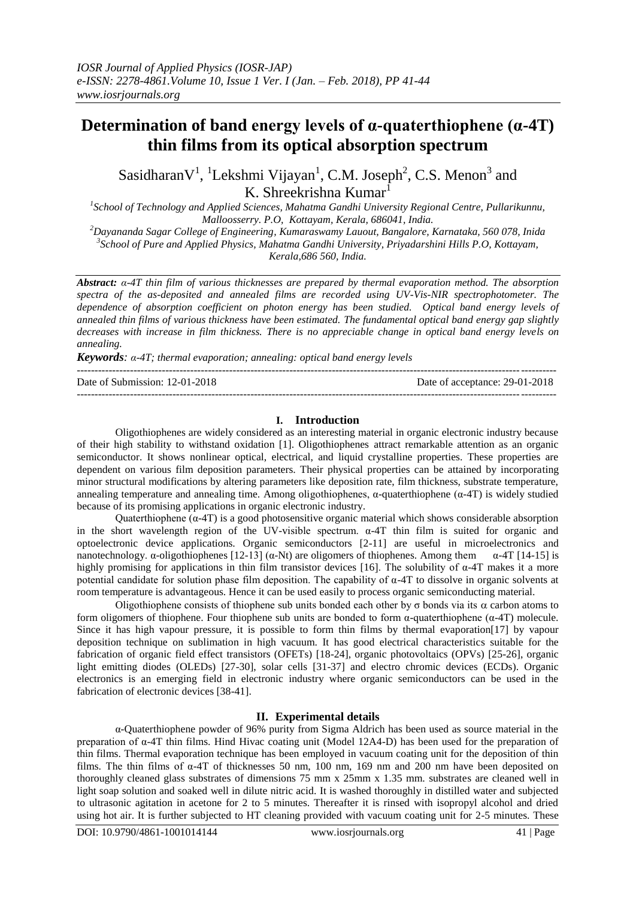# Determination of band energy levels of α-quaterthiophene (α-4T) thin films from its optical absorption spectrum

SasidharanV[1], [1]Lekshmi Vijayan[1], C.M. Joseph[2], C.S. Menon[3] and K. Shreekrishna Kumar[1]

[1]*School of Technology and Applied Sciences, Mahatma Gandhi University Regional Centre, Pullarikunnu, Malloosserry. P.O, Kottayam, Kerala, 686041, India.*
[2]*Dayananda Sagar College of Engineering, Kumaraswamy Lauout, Bangalore, Karnataka, 560 078, Inida*
[3]*School of Pure and Applied Physics, Mahatma Gandhi University, Priyadarshini Hills P.O, Kottayam, Kerala,686 560, India.*

***Abstract:*** *α-4T thin film of various thicknesses are prepared by thermal evaporation method. The absorption spectra of the as-deposited and annealed films are recorded using UV-Vis-NIR spectrophotometer. The dependence of absorption coefficient on photon energy has been studied. Optical band energy levels of annealed thin films of various thickness have been estimated. The fundamental optical band energy gap slightly decreases with increase in film thickness. There is no appreciable change in optical band energy levels on annealing.*

***Keywords****: α-4T; thermal evaporation; annealing: optical band energy levels*

Date of Submission: 12-01-2018 Date of acceptance: 29-01-2018

## I. Introduction

Oligothiophenes are widely considered as an interesting material in organic electronic industry because of their high stability to withstand oxidation [1]. Oligothiophenes attract remarkable attention as an organic semiconductor. It shows nonlinear optical, electrical, and liquid crystalline properties. These properties are dependent on various film deposition parameters. Their physical properties can be attained by incorporating minor structural modifications by altering parameters like deposition rate, film thickness, substrate temperature, annealing temperature and annealing time. Among oligothiophenes, α-quaterthiophene (α-4T) is widely studied because of its promising applications in organic electronic industry.

Quaterthiophene (α-4T) is a good photosensitive organic material which shows considerable absorption in the short wavelength region of the UV-visible spectrum. α-4T thin film is suited for organic and optoelectronic device applications. Organic semiconductors [2-11] are useful in microelectronics and nanotechnology. α-oligothiophenes [12-13] (α-Nt) are oligomers of thiophenes. Among them α-4T [14-15] is highly promising for applications in thin film transistor devices [16]. The solubility of α-4T makes it a more potential candidate for solution phase film deposition. The capability of α-4T to dissolve in organic solvents at room temperature is advantageous. Hence it can be used easily to process organic semiconducting material.

Oligothiophene consists of thiophene sub units bonded each other by σ bonds via its α carbon atoms to form oligomers of thiophene. Four thiophene sub units are bonded to form α-quaterthiophene (α-4T) molecule. Since it has high vapour pressure, it is possible to form thin films by thermal evaporation[17] by vapour deposition technique on sublimation in high vacuum. It has good electrical characteristics suitable for the fabrication of organic field effect transistors (OFETs) [18-24], organic photovoltaics (OPVs) [25-26], organic light emitting diodes (OLEDs) [27-30], solar cells [31-37] and electro chromic devices (ECDs). Organic electronics is an emerging field in electronic industry where organic semiconductors can be used in the fabrication of electronic devices [38-41].

## II. Experimental details

α-Quaterthiophene powder of 96% purity from Sigma Aldrich has been used as source material in the preparation of α-4T thin films. Hind Hivac coating unit (Model 12A4-D) has been used for the preparation of thin films. Thermal evaporation technique has been employed in vacuum coating unit for the deposition of thin films. The thin films of α-4T of thicknesses 50 nm, 100 nm, 169 nm and 200 nm have been deposited on thoroughly cleaned glass substrates of dimensions 75 mm x 25mm x 1.35 mm. substrates are cleaned well in light soap solution and soaked well in dilute nitric acid. It is washed thoroughly in distilled water and subjected to ultrasonic agitation in acetone for 2 to 5 minutes. Thereafter it is rinsed with isopropyl alcohol and dried using hot air. It is further subjected to HT cleaning provided with vacuum coating unit for 2-5 minutes. These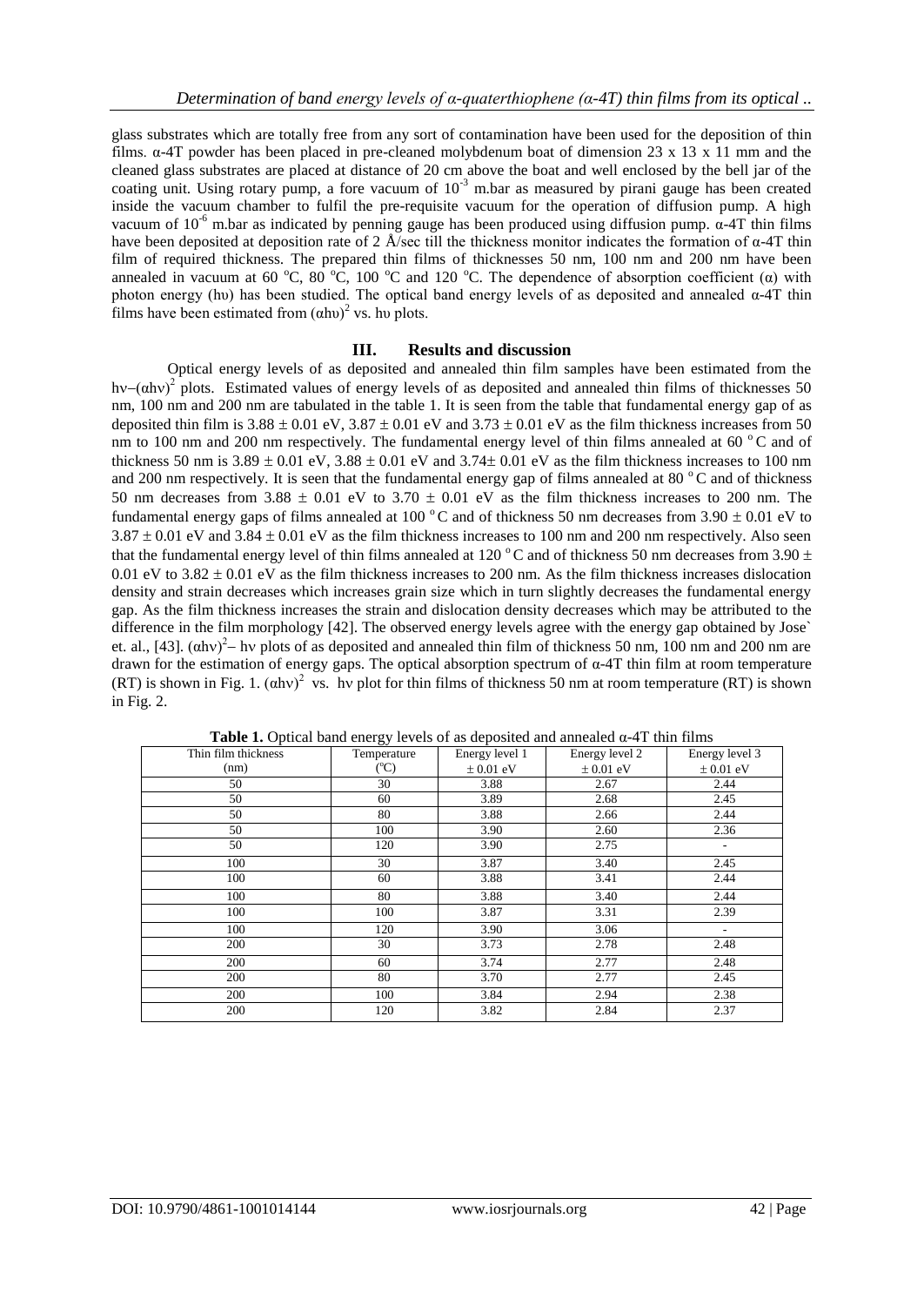glass substrates which are totally free from any sort of contamination have been used for the deposition of thin films. α-4T powder has been placed in pre-cleaned molybdenum boat of dimension 23 x 13 x 11 mm and the cleaned glass substrates are placed at distance of 20 cm above the boat and well enclosed by the bell jar of the coating unit. Using rotary pump, a fore vacuum of $10^{-3}$ m.bar as measured by pirani gauge has been created inside the vacuum chamber to fulfil the pre-requisite vacuum for the operation of diffusion pump. A high vacuum of $10^{-6}$ m.bar as indicated by penning gauge has been produced using diffusion pump. α-4T thin films have been deposited at deposition rate of 2 Å/sec till the thickness monitor indicates the formation of α-4T thin film of required thickness. The prepared thin films of thicknesses 50 nm, 100 nm and 200 nm have been annealed in vacuum at 60 °C, 80 °C, 100 °C and 120 °C. The dependence of absorption coefficient (α) with photon energy (hυ) has been studied. The optical band energy levels of as deposited and annealed α-4T thin films have been estimated from $(\alpha h\upsilon)^2$ vs. hυ plots.

## III. Results and discussion

Optical energy levels of as deposited and annealed thin film samples have been estimated from the hν–$(\alpha h\nu)^2$ plots. Estimated values of energy levels of as deposited and annealed thin films of thicknesses 50 nm, 100 nm and 200 nm are tabulated in the table 1. It is seen from the table that fundamental energy gap of as deposited thin film is 3.88 ± 0.01 eV, 3.87 ± 0.01 eV and 3.73 ± 0.01 eV as the film thickness increases from 50 nm to 100 nm and 200 nm respectively. The fundamental energy level of thin films annealed at 60 °C and of thickness 50 nm is 3.89 ± 0.01 eV, 3.88 ± 0.01 eV and 3.74± 0.01 eV as the film thickness increases to 100 nm and 200 nm respectively. It is seen that the fundamental energy gap of films annealed at 80 °C and of thickness 50 nm decreases from 3.88 ± 0.01 eV to 3.70 ± 0.01 eV as the film thickness increases to 200 nm. The fundamental energy gaps of films annealed at 100 °C and of thickness 50 nm decreases from 3.90 ± 0.01 eV to 3.87 ± 0.01 eV and 3.84 ± 0.01 eV as the film thickness increases to 100 nm and 200 nm respectively. Also seen that the fundamental energy level of thin films annealed at 120 °C and of thickness 50 nm decreases from 3.90 ± 0.01 eV to 3.82 ± 0.01 eV as the film thickness increases to 200 nm. As the film thickness increases dislocation density and strain decreases which increases grain size which in turn slightly decreases the fundamental energy gap. As the film thickness increases the strain and dislocation density decreases which may be attributed to the difference in the film morphology [42]. The observed energy levels agree with the energy gap obtained by Jose` et. al., [43]. $(\alpha h\nu)^2$– hν plots of as deposited and annealed thin film of thickness 50 nm, 100 nm and 200 nm are drawn for the estimation of energy gaps. The optical absorption spectrum of α-4T thin film at room temperature (RT) is shown in Fig. 1. $(\alpha h\nu)^2$ vs. hν plot for thin films of thickness 50 nm at room temperature (RT) is shown in Fig. 2.

**Table 1.** Optical band energy levels of as deposited and annealed α-4T thin films

| Thin film thickness (nm) | Temperature (°C) | Energy level 1 ± 0.01 eV | Energy level 2 ± 0.01 eV | Energy level 3 ± 0.01 eV |
|---|---|---|---|---|
| 50 | 30 | 3.88 | 2.67 | 2.44 |
| 50 | 60 | 3.89 | 2.68 | 2.45 |
| 50 | 80 | 3.88 | 2.66 | 2.44 |
| 50 | 100 | 3.90 | 2.60 | 2.36 |
| 50 | 120 | 3.90 | 2.75 | - |
| 100 | 30 | 3.87 | 3.40 | 2.45 |
| 100 | 60 | 3.88 | 3.41 | 2.44 |
| 100 | 80 | 3.88 | 3.40 | 2.44 |
| 100 | 100 | 3.87 | 3.31 | 2.39 |
| 100 | 120 | 3.90 | 3.06 | - |
| 200 | 30 | 3.73 | 2.78 | 2.48 |
| 200 | 60 | 3.74 | 2.77 | 2.48 |
| 200 | 80 | 3.70 | 2.77 | 2.45 |
| 200 | 100 | 3.84 | 2.94 | 2.38 |
| 200 | 120 | 3.82 | 2.84 | 2.37 |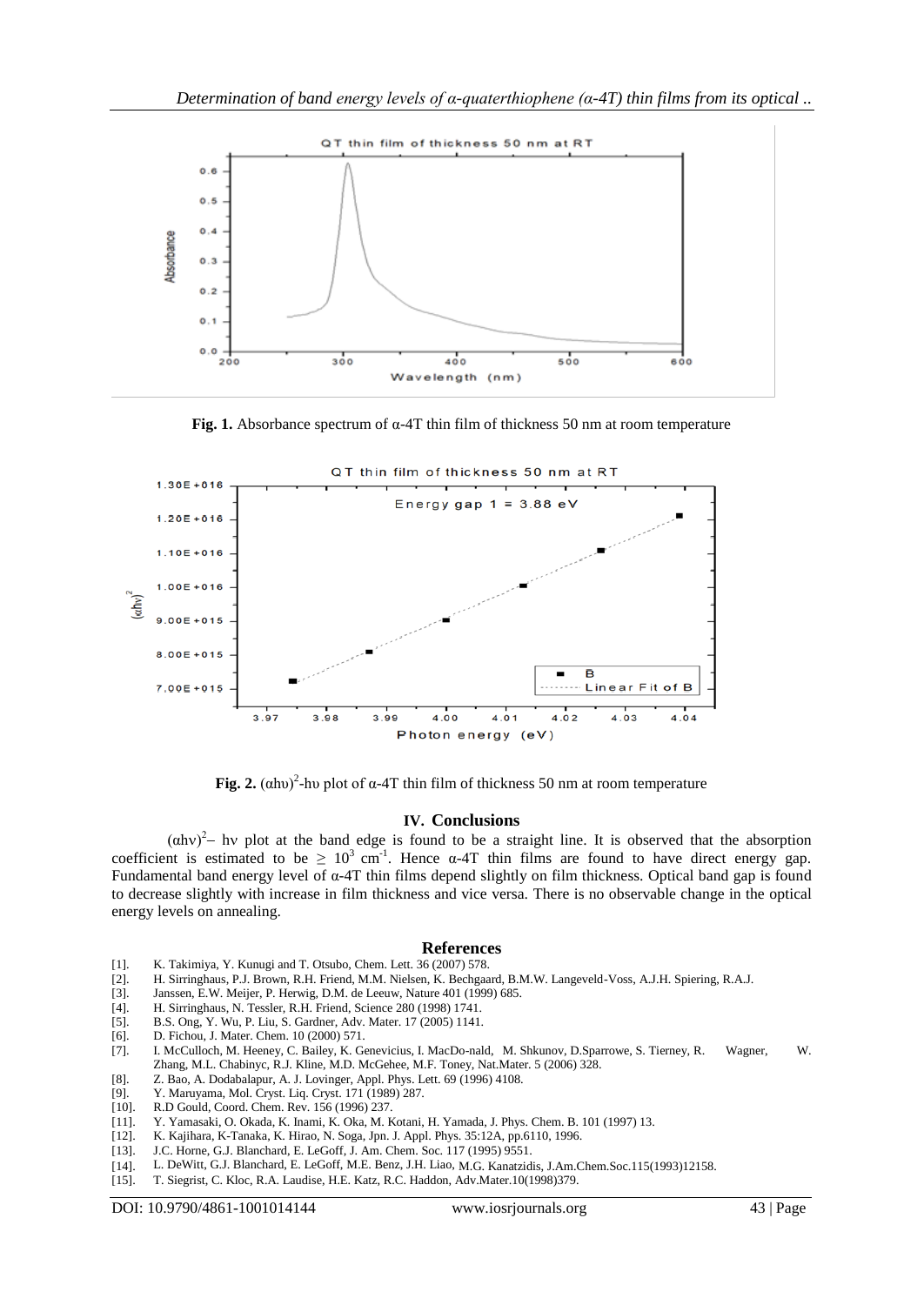**Fig. 1.** Absorbance spectrum of α-4T thin film of thickness 50 nm at room temperature

**Fig. 2.** $(\alpha h\upsilon)^2$-hυ plot of α-4T thin film of thickness 50 nm at room temperature

## IV. Conclusions

$(\alpha h\nu)^2$– hν plot at the band edge is found to be a straight line. It is observed that the absorption coefficient is estimated to be $\geq 10^3$ cm$^{-1}$. Hence α-4T thin films are found to have direct energy gap. Fundamental band energy level of α-4T thin films depend slightly on film thickness. Optical band gap is found to decrease slightly with increase in film thickness and vice versa. There is no observable change in the optical energy levels on annealing.

## References

[1]. K. Takimiya, Y. Kunugi and T. Otsubo, Chem. Lett. 36 (2007) 578.
[2]. H. Sirringhaus, P.J. Brown, R.H. Friend, M.M. Nielsen, K. Bechgaard, B.M.W. Langeveld-Voss, A.J.H. Spiering, R.A.J.
[3]. Janssen, E.W. Meijer, P. Herwig, D.M. de Leeuw, Nature 401 (1999) 685.
[4]. H. Sirringhaus, N. Tessler, R.H. Friend, Science 280 (1998) 1741.
[5]. B.S. Ong, Y. Wu, P. Liu, S. Gardner, Adv. Mater. 17 (2005) 1141.
[6]. D. Fichou, J. Mater. Chem. 10 (2000) 571.
[7]. I. McCulloch, M. Heeney, C. Bailey, K. Genevicius, I. MacDo-nald, M. Shkunov, D.Sparrowe, S. Tierney, R. Wagner, W. Zhang, M.L. Chabinyc, R.J. Kline, M.D. McGehee, M.F. Toney, Nat.Mater. 5 (2006) 328.
[8]. Z. Bao, A. Dodabalapur, A. J. Lovinger, Appl. Phys. Lett. 69 (1996) 4108.
[9]. Y. Maruyama, Mol. Cryst. Liq. Cryst. 171 (1989) 287.
[10]. R.D Gould, Coord. Chem. Rev. 156 (1996) 237.
[11]. Y. Yamasaki, O. Okada, K. Inami, K. Oka, M. Kotani, H. Yamada, J. Phys. Chem. B. 101 (1997) 13.
[12]. K. Kajihara, K-Tanaka, K. Hirao, N. Soga, Jpn. J. Appl. Phys. 35:12A, pp.6110, 1996.
[13]. J.C. Horne, G.J. Blanchard, E. LeGoff, J. Am. Chem. Soc. 117 (1995) 9551.
[14]. L. DeWitt, G.J. Blanchard, E. LeGoff, M.E. Benz, J.H. Liao, M.G. Kanatzidis, J.Am.Chem.Soc.115(1993)12158.
[15]. T. Siegrist, C. Kloc, R.A. Laudise, H.E. Katz, R.C. Haddon, Adv.Mater.10(1998)379.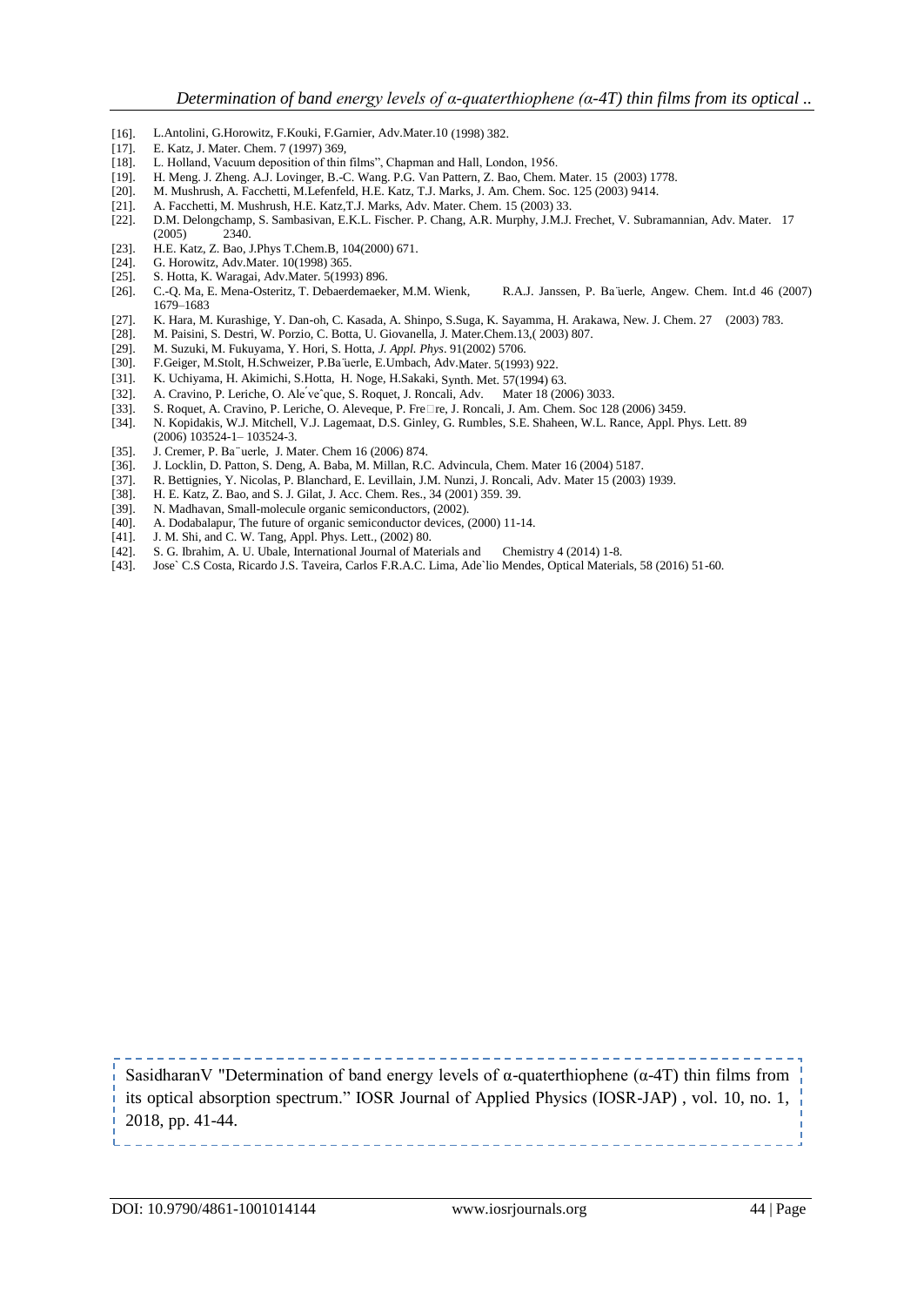[16]. L.Antolini, G.Horowitz, F.Kouki, F.Garnier, Adv.Mater.10 (1998) 382.
[17]. E. Katz, J. Mater. Chem. 7 (1997) 369,
[18]. L. Holland, Vacuum deposition of thin films", Chapman and Hall, London, 1956.
[19]. H. Meng. J. Zheng. A.J. Lovinger, B.-C. Wang. P.G. Van Pattern, Z. Bao, Chem. Mater. 15 (2003) 1778.
[20]. M. Mushrush, A. Facchetti, M.Lefenfeld, H.E. Katz, T.J. Marks, J. Am. Chem. Soc. 125 (2003) 9414.
[21]. A. Facchetti, M. Mushrush, H.E. Katz,T.J. Marks, Adv. Mater. Chem. 15 (2003) 33.
[22]. D.M. Delongchamp, S. Sambasivan, E.K.L. Fischer. P. Chang, A.R. Murphy, J.M.J. Frechet, V. Subramannian, Adv. Mater. 17 (2005) 2340.
[23]. H.E. Katz, Z. Bao, J.Phys T.Chem.B, 104(2000) 671.
[24]. G. Horowitz, Adv.Mater. 10(1998) 365.
[25]. S. Hotta, K. Waragai, Adv.Mater. 5(1993) 896.
[26]. C.-Q. Ma, E. Mena-Osteritz, T. Debaerdemaeker, M.M. Wienk, R.A.J. Janssen, P. Ba¨uerle, Angew. Chem. Int.d 46 (2007) 1679–1683
[27]. K. Hara, M. Kurashige, Y. Dan-oh, C. Kasada, A. Shinpo, S.Suga, K. Sayamma, H. Arakawa, New. J. Chem. 27 (2003) 783.
[28]. M. Paisini, S. Destri, W. Porzio, C. Botta, U. Giovanella, J. Mater.Chem.13,( 2003) 807.
[29]. M. Suzuki, M. Fukuyama, Y. Hori, S. Hotta, *J. Appl. Phys*. 91(2002) 5706.
[30]. F.Geiger, M.Stolt, H.Schweizer, P.Ba¨uerle, E.Umbach, Adv.Mater. 5(1993) 922.
[31]. K. Uchiyama, H. Akimichi, S.Hotta, H. Noge, H.Sakaki, Synth. Met. 57(1994) 63.
[32]. A. Cravino, P. Leriche, O. Ale´veˆque, S. Roquet, J. Roncali, Adv. Mater 18 (2006) 3033.
[33]. S. Roquet, A. Cravino, P. Leriche, O. Aleveque, P. Fre□re, J. Roncali, J. Am. Chem. Soc 128 (2006) 3459.
[34]. N. Kopidakis, W.J. Mitchell, V.J. Lagemaat, D.S. Ginley, G. Rumbles, S.E. Shaheen, W.L. Rance, Appl. Phys. Lett. 89 (2006) 103524-1– 103524-3.
[35]. J. Cremer, P. Ba¨uerle, J. Mater. Chem 16 (2006) 874.
[36]. J. Locklin, D. Patton, S. Deng, A. Baba, M. Millan, R.C. Advincula, Chem. Mater 16 (2004) 5187.
[37]. R. Bettignies, Y. Nicolas, P. Blanchard, E. Levillain, J.M. Nunzi, J. Roncali, Adv. Mater 15 (2003) 1939.
[38]. H. E. Katz, Z. Bao, and S. J. Gilat, J. Acc. Chem. Res., 34 (2001) 359. 39.
[39]. N. Madhavan, Small-molecule organic semiconductors, (2002).
[40]. A. Dodabalapur, The future of organic semiconductor devices, (2000) 11-14.
[41]. J. M. Shi, and C. W. Tang, Appl. Phys. Lett., (2002) 80.
[42]. S. G. Ibrahim, A. U. Ubale, International Journal of Materials and Chemistry 4 (2014) 1-8.
[43]. Jose` C.S Costa, Ricardo J.S. Taveira, Carlos F.R.A.C. Lima, Ade`lio Mendes, Optical Materials, 58 (2016) 51-60.

SasidharanV "Determination of band energy levels of α-quaterthiophene (α-4T) thin films from its optical absorption spectrum." IOSR Journal of Applied Physics (IOSR-JAP) , vol. 10, no. 1, 2018, pp. 41-44.